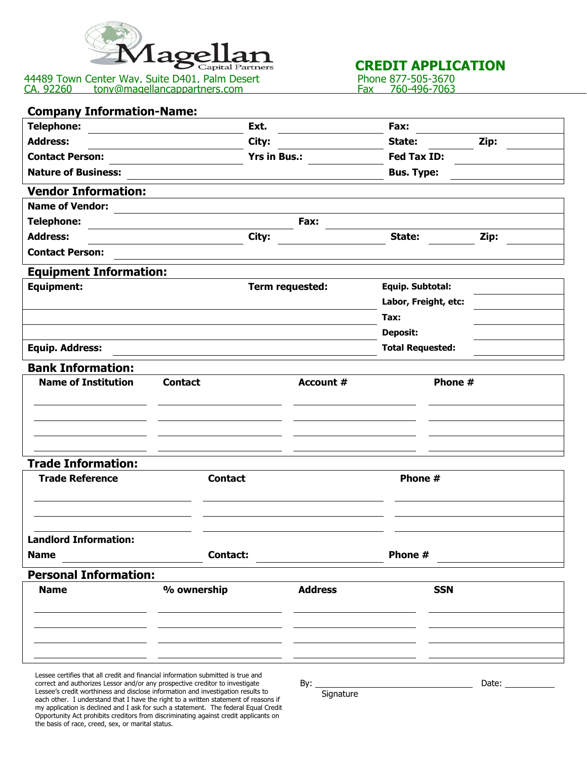Magellan Capital Partners

44489 Town Center Way, Suite D401, Palm Desert CA. 92260 tony@magellancappartners.com

# CREDIT APPLICATION

Phone 877-505-3670
Fax 760-496-7063

## Company Information-Name:

**Telephone:** ______ **Ext.** ______ **Fax:** ______

**Address:** ______ **City:** ______ **State:** ______ **Zip:** ______

**Contact Person:** ______ **Yrs in Bus.:** ______ **Fed Tax ID:** ______

**Nature of Business:** ______ **Bus. Type:** ______

## Vendor Information:

**Name of Vendor:** ______

**Telephone:** ______ **Fax:** ______

**Address:** ______ **City:** ______ **State:** ______ **Zip:** ______

**Contact Person:** ______

## Equipment Information:

**Equipment:** ______ **Term requested:** ______

**Equip. Address:** ______

**Equip. Subtotal:** ______

**Labor, Freight, etc:** ______

**Tax:** ______

**Deposit:** ______

**Total Requested:** ______

## Bank Information:

| Name of Institution | Contact | Account # | Phone # |
| --- | --- | --- | --- |
| | | | |
| | | | |
| | | | |
| | | | |

## Trade Information:

| Trade Reference | Contact | Phone # |
| --- | --- | --- |
| | | |
| | | |
| | | |

**Landlord Information:**

**Name** ______ **Contact:** ______ **Phone #** ______

## Personal Information:

| Name | % ownership | Address | SSN |
| --- | --- | --- | --- |
| | | | |
| | | | |
| | | | |
| | | | |

Lessee certifies that all credit and financial information submitted is true and correct and authorizes Lessor and/or any prospective creditor to investigate Lessee's credit worthiness and disclose information and investigation results to each other. I understand that I have the right to a written statement of reasons if my application is declined and I ask for such a statement. The federal Equal Credit Opportunity Act prohibits creditors from discriminating against credit applicants on the basis of race, creed, sex, or marital status.

By: ______________________ Date: __________
Signature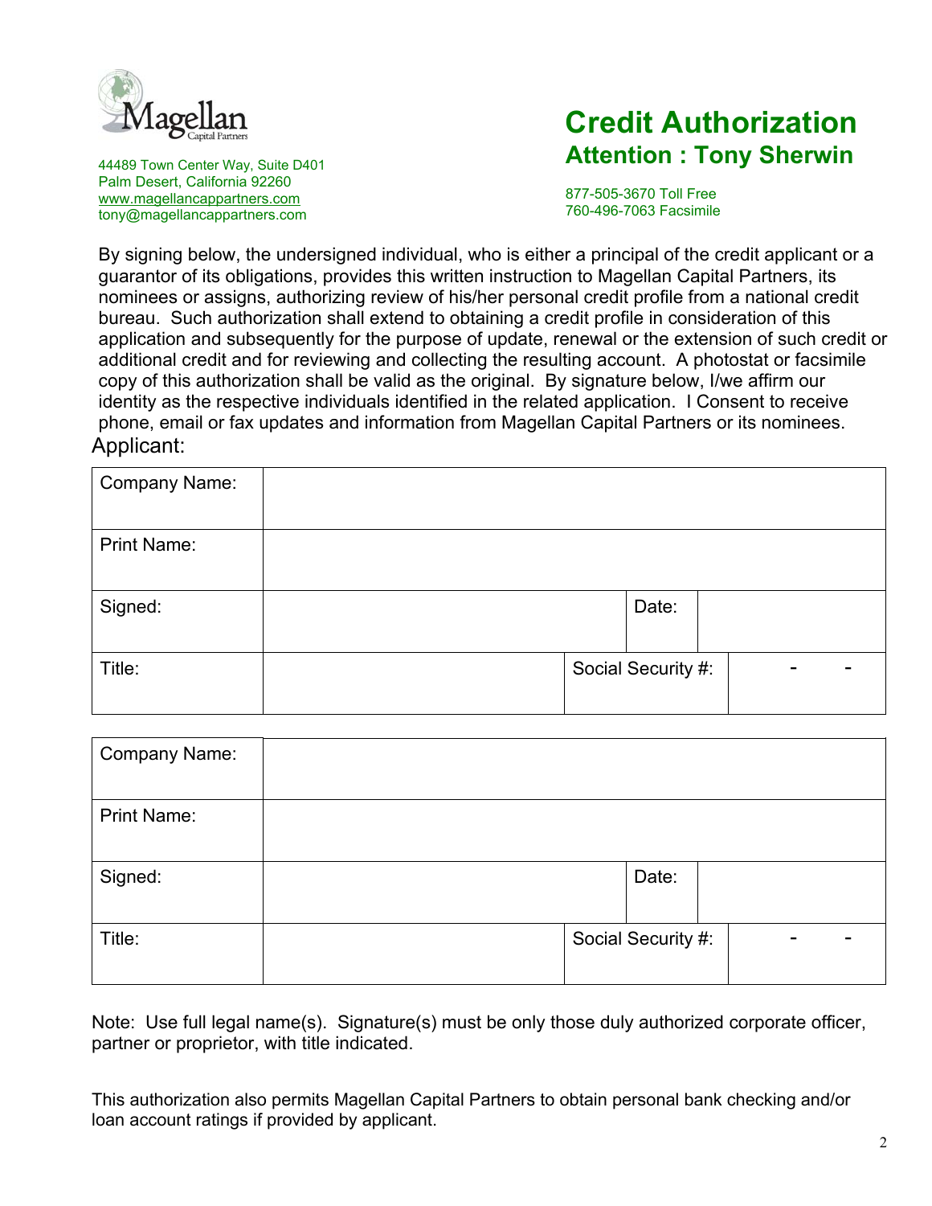Magellan
Capital Partners

44489 Town Center Way, Suite D401
Palm Desert, California 92260
www.magellancappartners.com
tony@magellancappartners.com

# Credit Authorization

## Attention : Tony Sherwin

877-505-3670 Toll Free
760-496-7063 Facsimile

By signing below, the undersigned individual, who is either a principal of the credit applicant or a guarantor of its obligations, provides this written instruction to Magellan Capital Partners, its nominees or assigns, authorizing review of his/her personal credit profile from a national credit bureau. Such authorization shall extend to obtaining a credit profile in consideration of this application and subsequently for the purpose of update, renewal or the extension of such credit or additional credit and for reviewing and collecting the resulting account. A photostat or facsimile copy of this authorization shall be valid as the original. By signature below, I/we affirm our identity as the respective individuals identified in the related application. I Consent to receive phone, email or fax updates and information from Magellan Capital Partners or its nominees.

Applicant:

| | | | |
|---|---|---|---|
| Company Name: | | | |
| Print Name: | | | |
| Signed: | | Date: | |
| Title: | | Social Security #: | - - |

| | | | |
|---|---|---|---|
| Company Name: | | | |
| Print Name: | | | |
| Signed: | | Date: | |
| Title: | | Social Security #: | - - |

Note: Use full legal name(s). Signature(s) must be only those duly authorized corporate officer, partner or proprietor, with title indicated.

This authorization also permits Magellan Capital Partners to obtain personal bank checking and/or loan account ratings if provided by applicant.